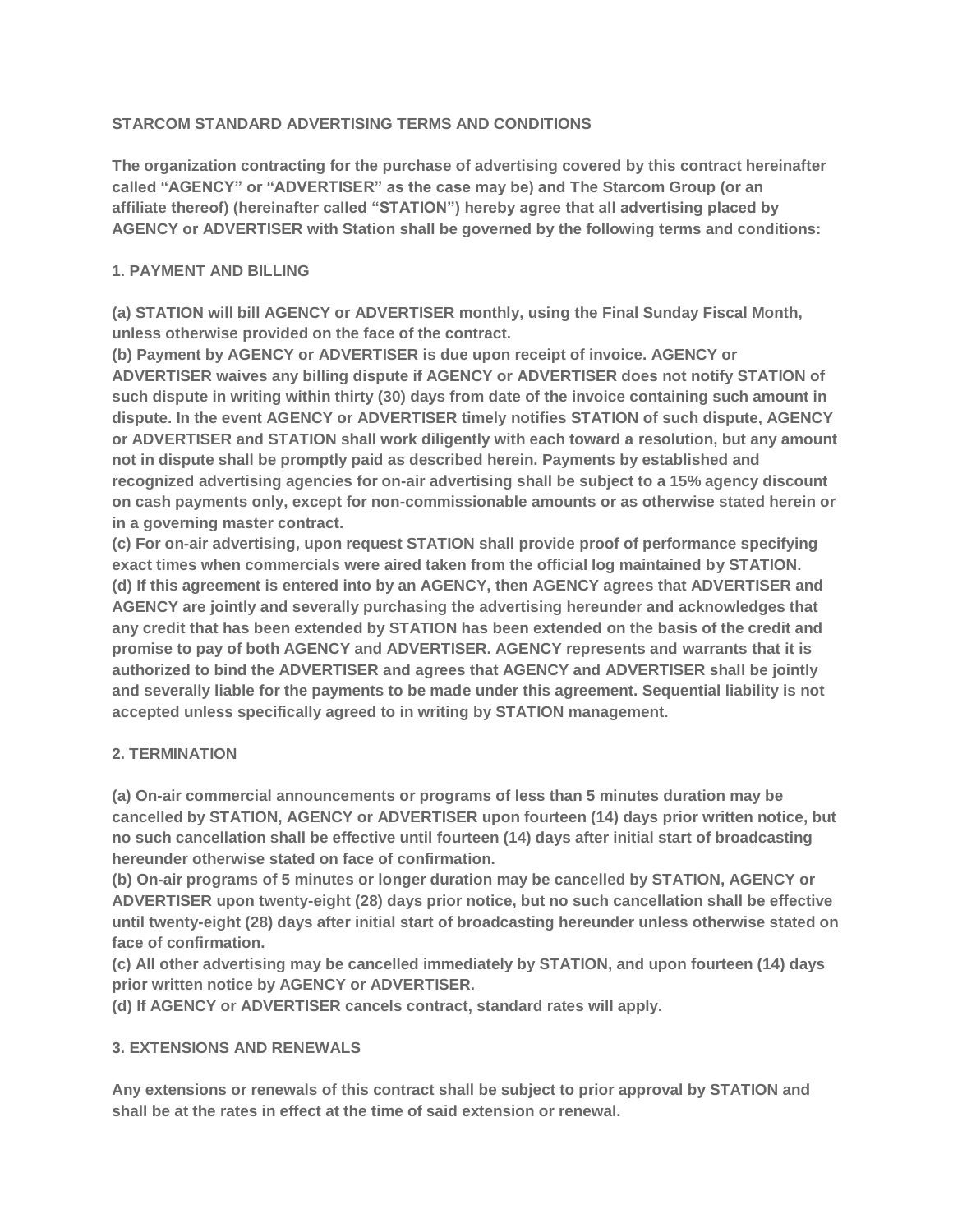**STARCOM STANDARD ADVERTISING TERMS AND CONDITIONS**

**The organization contracting for the purchase of advertising covered by this contract hereinafter called "AGENCY" or "ADVERTISER" as the case may be) and The Starcom Group (or an affiliate thereof) (hereinafter called "STATION") hereby agree that all advertising placed by AGENCY or ADVERTISER with Station shall be governed by the following terms and conditions:**

**1. PAYMENT AND BILLING**

**(a) STATION will bill AGENCY or ADVERTISER monthly, using the Final Sunday Fiscal Month, unless otherwise provided on the face of the contract.**
**(b) Payment by AGENCY or ADVERTISER is due upon receipt of invoice. AGENCY or ADVERTISER waives any billing dispute if AGENCY or ADVERTISER does not notify STATION of such dispute in writing within thirty (30) days from date of the invoice containing such amount in dispute. In the event AGENCY or ADVERTISER timely notifies STATION of such dispute, AGENCY or ADVERTISER and STATION shall work diligently with each toward a resolution, but any amount not in dispute shall be promptly paid as described herein. Payments by established and recognized advertising agencies for on-air advertising shall be subject to a 15% agency discount on cash payments only, except for non-commissionable amounts or as otherwise stated herein or in a governing master contract.**
**(c) For on-air advertising, upon request STATION shall provide proof of performance specifying exact times when commercials were aired taken from the official log maintained by STATION.**
**(d) If this agreement is entered into by an AGENCY, then AGENCY agrees that ADVERTISER and AGENCY are jointly and severally purchasing the advertising hereunder and acknowledges that any credit that has been extended by STATION has been extended on the basis of the credit and promise to pay of both AGENCY and ADVERTISER. AGENCY represents and warrants that it is authorized to bind the ADVERTISER and agrees that AGENCY and ADVERTISER shall be jointly and severally liable for the payments to be made under this agreement. Sequential liability is not accepted unless specifically agreed to in writing by STATION management.**

**2. TERMINATION**

**(a) On-air commercial announcements or programs of less than 5 minutes duration may be cancelled by STATION, AGENCY or ADVERTISER upon fourteen (14) days prior written notice, but no such cancellation shall be effective until fourteen (14) days after initial start of broadcasting hereunder otherwise stated on face of confirmation.**
**(b) On-air programs of 5 minutes or longer duration may be cancelled by STATION, AGENCY or ADVERTISER upon twenty-eight (28) days prior notice, but no such cancellation shall be effective until twenty-eight (28) days after initial start of broadcasting hereunder unless otherwise stated on face of confirmation.**
**(c) All other advertising may be cancelled immediately by STATION, and upon fourteen (14) days prior written notice by AGENCY or ADVERTISER.**
**(d) If AGENCY or ADVERTISER cancels contract, standard rates will apply.**

**3. EXTENSIONS AND RENEWALS**

**Any extensions or renewals of this contract shall be subject to prior approval by STATION and shall be at the rates in effect at the time of said extension or renewal.**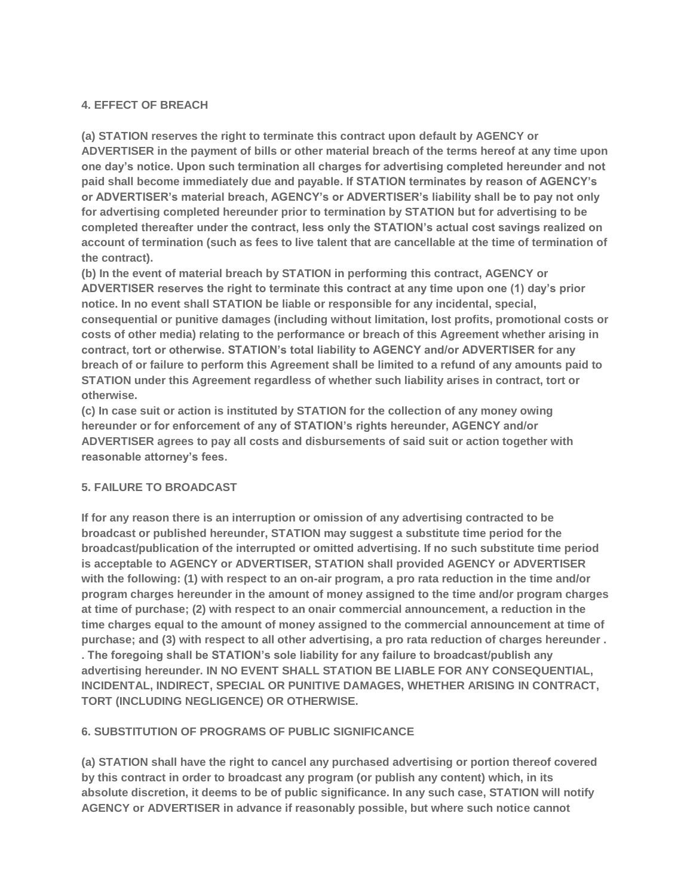**4. EFFECT OF BREACH**

**(a) STATION reserves the right to terminate this contract upon default by AGENCY or ADVERTISER in the payment of bills or other material breach of the terms hereof at any time upon one day's notice. Upon such termination all charges for advertising completed hereunder and not paid shall become immediately due and payable. If STATION terminates by reason of AGENCY's or ADVERTISER's material breach, AGENCY's or ADVERTISER's liability shall be to pay not only for advertising completed hereunder prior to termination by STATION but for advertising to be completed thereafter under the contract, less only the STATION's actual cost savings realized on account of termination (such as fees to live talent that are cancellable at the time of termination of the contract).**
**(b) In the event of material breach by STATION in performing this contract, AGENCY or ADVERTISER reserves the right to terminate this contract at any time upon one (1) day's prior notice. In no event shall STATION be liable or responsible for any incidental, special, consequential or punitive damages (including without limitation, lost profits, promotional costs or costs of other media) relating to the performance or breach of this Agreement whether arising in contract, tort or otherwise. STATION's total liability to AGENCY and/or ADVERTISER for any breach of or failure to perform this Agreement shall be limited to a refund of any amounts paid to STATION under this Agreement regardless of whether such liability arises in contract, tort or otherwise.**
**(c) In case suit or action is instituted by STATION for the collection of any money owing hereunder or for enforcement of any of STATION's rights hereunder, AGENCY and/or ADVERTISER agrees to pay all costs and disbursements of said suit or action together with reasonable attorney's fees.**

**5. FAILURE TO BROADCAST**

**If for any reason there is an interruption or omission of any advertising contracted to be broadcast or published hereunder, STATION may suggest a substitute time period for the broadcast/publication of the interrupted or omitted advertising. If no such substitute time period is acceptable to AGENCY or ADVERTISER, STATION shall provided AGENCY or ADVERTISER with the following: (1) with respect to an on-air program, a pro rata reduction in the time and/or program charges hereunder in the amount of money assigned to the time and/or program charges at time of purchase; (2) with respect to an onair commercial announcement, a reduction in the time charges equal to the amount of money assigned to the commercial announcement at time of purchase; and (3) with respect to all other advertising, a pro rata reduction of charges hereunder . . The foregoing shall be STATION's sole liability for any failure to broadcast/publish any advertising hereunder. IN NO EVENT SHALL STATION BE LIABLE FOR ANY CONSEQUENTIAL, INCIDENTAL, INDIRECT, SPECIAL OR PUNITIVE DAMAGES, WHETHER ARISING IN CONTRACT, TORT (INCLUDING NEGLIGENCE) OR OTHERWISE.**

**6. SUBSTITUTION OF PROGRAMS OF PUBLIC SIGNIFICANCE**

**(a) STATION shall have the right to cancel any purchased advertising or portion thereof covered by this contract in order to broadcast any program (or publish any content) which, in its absolute discretion, it deems to be of public significance. In any such case, STATION will notify AGENCY or ADVERTISER in advance if reasonably possible, but where such notice cannot**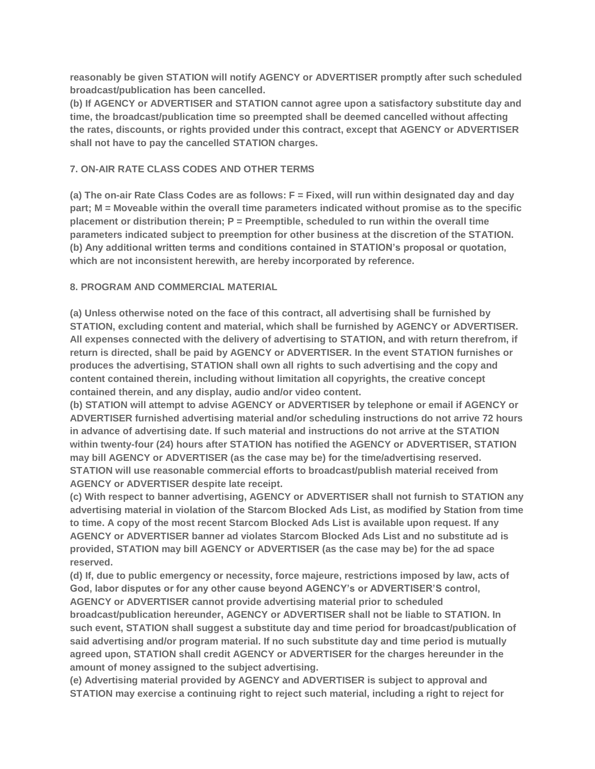**reasonably be given STATION will notify AGENCY or ADVERTISER promptly after such scheduled broadcast/publication has been cancelled.**

**(b) If AGENCY or ADVERTISER and STATION cannot agree upon a satisfactory substitute day and time, the broadcast/publication time so preempted shall be deemed cancelled without affecting the rates, discounts, or rights provided under this contract, except that AGENCY or ADVERTISER shall not have to pay the cancelled STATION charges.**

**7. ON-AIR RATE CLASS CODES AND OTHER TERMS**

**(a) The on-air Rate Class Codes are as follows: F = Fixed, will run within designated day and day part; M = Moveable within the overall time parameters indicated without promise as to the specific placement or distribution therein; P = Preemptible, scheduled to run within the overall time parameters indicated subject to preemption for other business at the discretion of the STATION.**

**(b) Any additional written terms and conditions contained in STATION's proposal or quotation, which are not inconsistent herewith, are hereby incorporated by reference.**

**8. PROGRAM AND COMMERCIAL MATERIAL**

**(a) Unless otherwise noted on the face of this contract, all advertising shall be furnished by STATION, excluding content and material, which shall be furnished by AGENCY or ADVERTISER. All expenses connected with the delivery of advertising to STATION, and with return therefrom, if return is directed, shall be paid by AGENCY or ADVERTISER. In the event STATION furnishes or produces the advertising, STATION shall own all rights to such advertising and the copy and content contained therein, including without limitation all copyrights, the creative concept contained therein, and any display, audio and/or video content.**

**(b) STATION will attempt to advise AGENCY or ADVERTISER by telephone or email if AGENCY or ADVERTISER furnished advertising material and/or scheduling instructions do not arrive 72 hours in advance of advertising date. If such material and instructions do not arrive at the STATION within twenty-four (24) hours after STATION has notified the AGENCY or ADVERTISER, STATION may bill AGENCY or ADVERTISER (as the case may be) for the time/advertising reserved. STATION will use reasonable commercial efforts to broadcast/publish material received from AGENCY or ADVERTISER despite late receipt.**

**(c) With respect to banner advertising, AGENCY or ADVERTISER shall not furnish to STATION any advertising material in violation of the Starcom Blocked Ads List, as modified by Station from time to time. A copy of the most recent Starcom Blocked Ads List is available upon request. If any AGENCY or ADVERTISER banner ad violates Starcom Blocked Ads List and no substitute ad is provided, STATION may bill AGENCY or ADVERTISER (as the case may be) for the ad space reserved.**

**(d) If, due to public emergency or necessity, force majeure, restrictions imposed by law, acts of God, labor disputes or for any other cause beyond AGENCY's or ADVERTISER'S control, AGENCY or ADVERTISER cannot provide advertising material prior to scheduled broadcast/publication hereunder, AGENCY or ADVERTISER shall not be liable to STATION. In such event, STATION shall suggest a substitute day and time period for broadcast/publication of said advertising and/or program material. If no such substitute day and time period is mutually agreed upon, STATION shall credit AGENCY or ADVERTISER for the charges hereunder in the amount of money assigned to the subject advertising.**

**(e) Advertising material provided by AGENCY and ADVERTISER is subject to approval and STATION may exercise a continuing right to reject such material, including a right to reject for**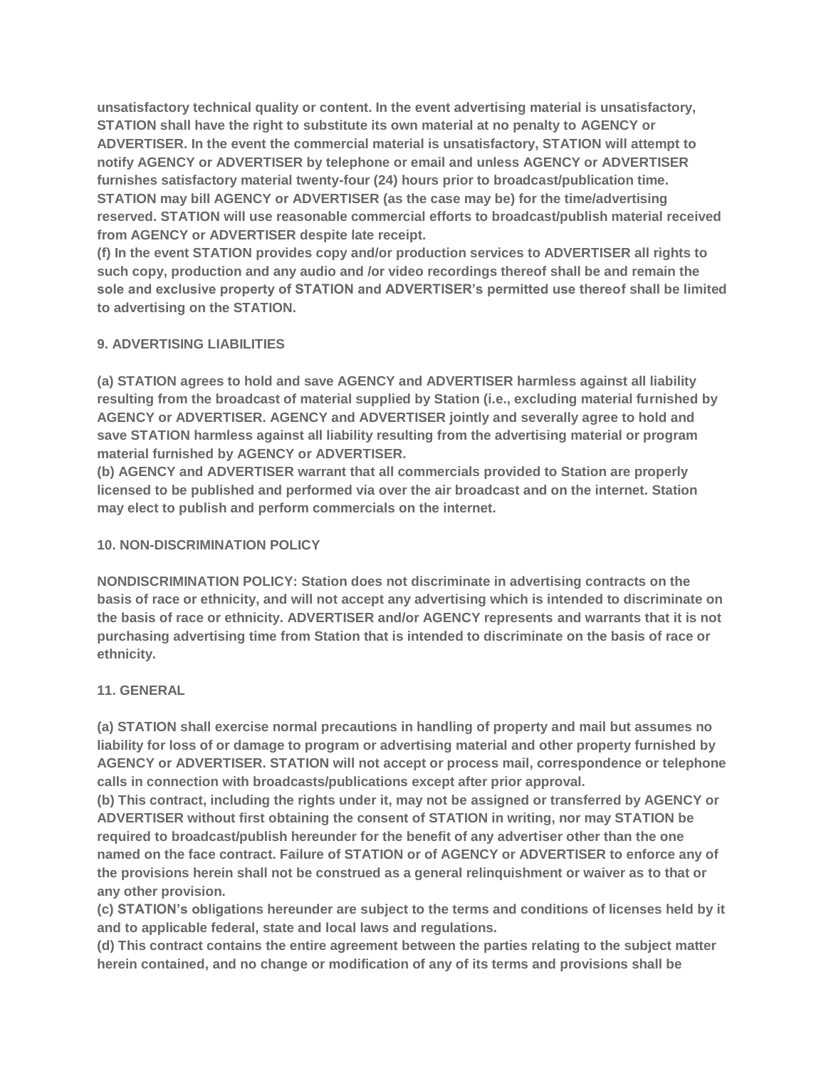**unsatisfactory technical quality or content. In the event advertising material is unsatisfactory, STATION shall have the right to substitute its own material at no penalty to AGENCY or ADVERTISER. In the event the commercial material is unsatisfactory, STATION will attempt to notify AGENCY or ADVERTISER by telephone or email and unless AGENCY or ADVERTISER furnishes satisfactory material twenty-four (24) hours prior to broadcast/publication time. STATION may bill AGENCY or ADVERTISER (as the case may be) for the time/advertising reserved. STATION will use reasonable commercial efforts to broadcast/publish material received from AGENCY or ADVERTISER despite late receipt.**

**(f) In the event STATION provides copy and/or production services to ADVERTISER all rights to such copy, production and any audio and /or video recordings thereof shall be and remain the sole and exclusive property of STATION and ADVERTISER's permitted use thereof shall be limited to advertising on the STATION.**

## 9. ADVERTISING LIABILITIES

**(a) STATION agrees to hold and save AGENCY and ADVERTISER harmless against all liability resulting from the broadcast of material supplied by Station (i.e., excluding material furnished by AGENCY or ADVERTISER. AGENCY and ADVERTISER jointly and severally agree to hold and save STATION harmless against all liability resulting from the advertising material or program material furnished by AGENCY or ADVERTISER.**

**(b) AGENCY and ADVERTISER warrant that all commercials provided to Station are properly licensed to be published and performed via over the air broadcast and on the internet. Station may elect to publish and perform commercials on the internet.**

## 10. NON-DISCRIMINATION POLICY

**NONDISCRIMINATION POLICY: Station does not discriminate in advertising contracts on the basis of race or ethnicity, and will not accept any advertising which is intended to discriminate on the basis of race or ethnicity. ADVERTISER and/or AGENCY represents and warrants that it is not purchasing advertising time from Station that is intended to discriminate on the basis of race or ethnicity.**

## 11. GENERAL

**(a) STATION shall exercise normal precautions in handling of property and mail but assumes no liability for loss of or damage to program or advertising material and other property furnished by AGENCY or ADVERTISER. STATION will not accept or process mail, correspondence or telephone calls in connection with broadcasts/publications except after prior approval.**

**(b) This contract, including the rights under it, may not be assigned or transferred by AGENCY or ADVERTISER without first obtaining the consent of STATION in writing, nor may STATION be required to broadcast/publish hereunder for the benefit of any advertiser other than the one named on the face contract. Failure of STATION or of AGENCY or ADVERTISER to enforce any of the provisions herein shall not be construed as a general relinquishment or waiver as to that or any other provision.**

**(c) STATION's obligations hereunder are subject to the terms and conditions of licenses held by it and to applicable federal, state and local laws and regulations.**

**(d) This contract contains the entire agreement between the parties relating to the subject matter herein contained, and no change or modification of any of its terms and provisions shall be**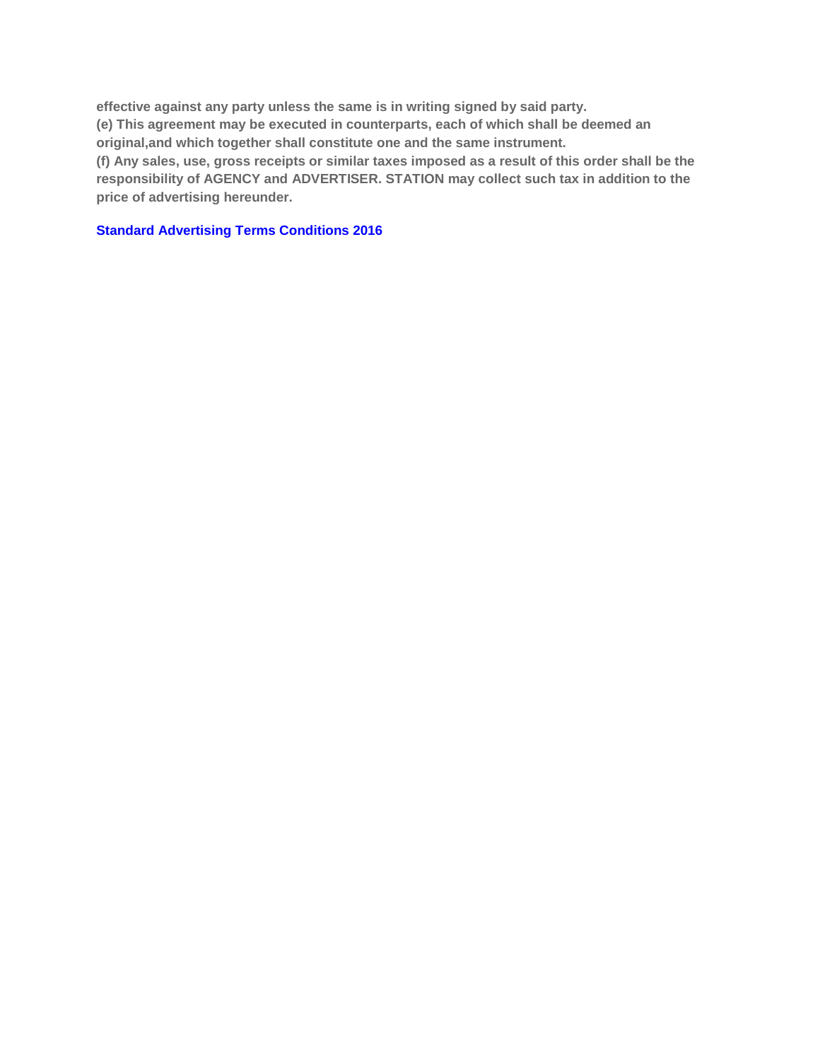**effective against any party unless the same is in writing signed by said party.**
**(e) This agreement may be executed in counterparts, each of which shall be deemed an original,and which together shall constitute one and the same instrument.**
**(f) Any sales, use, gross receipts or similar taxes imposed as a result of this order shall be the responsibility of AGENCY and ADVERTISER. STATION may collect such tax in addition to the price of advertising hereunder.**

**Standard Advertising Terms Conditions 2016**